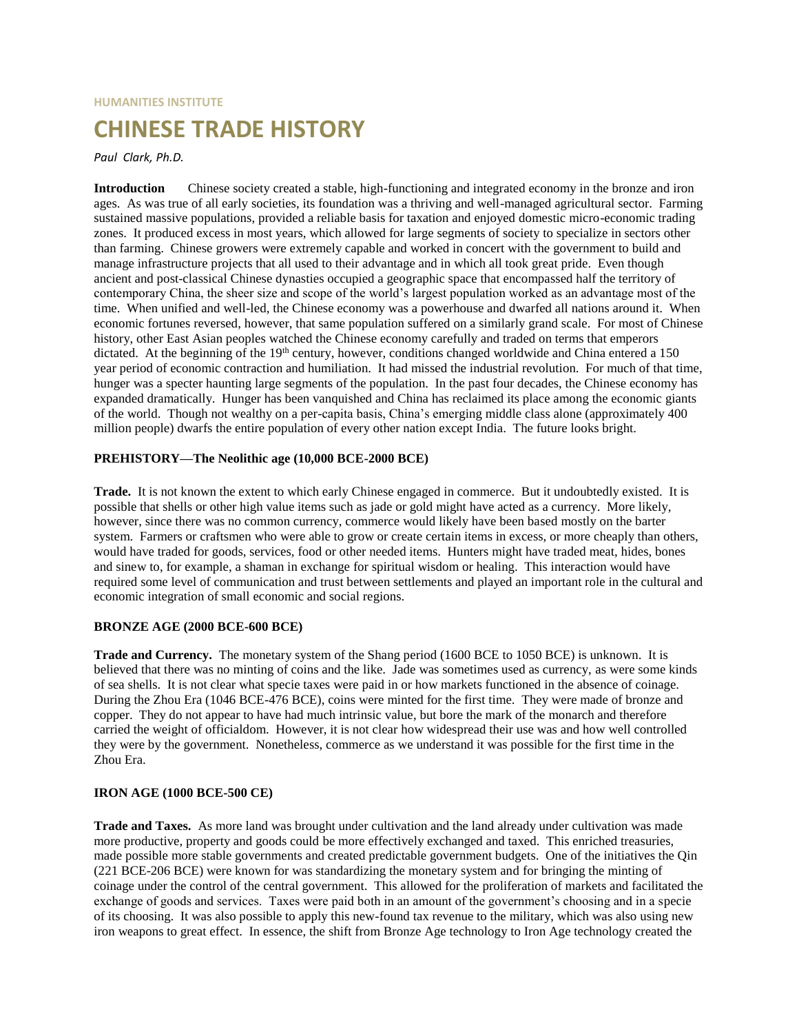HUMANITIES INSTITUTE

# CHINESE TRADE HISTORY

*Paul Clark, Ph.D.*

**Introduction** Chinese society created a stable, high-functioning and integrated economy in the bronze and iron ages. As was true of all early societies, its foundation was a thriving and well-managed agricultural sector. Farming sustained massive populations, provided a reliable basis for taxation and enjoyed domestic micro-economic trading zones. It produced excess in most years, which allowed for large segments of society to specialize in sectors other than farming. Chinese growers were extremely capable and worked in concert with the government to build and manage infrastructure projects that all used to their advantage and in which all took great pride. Even though ancient and post-classical Chinese dynasties occupied a geographic space that encompassed half the territory of contemporary China, the sheer size and scope of the world's largest population worked as an advantage most of the time. When unified and well-led, the Chinese economy was a powerhouse and dwarfed all nations around it. When economic fortunes reversed, however, that same population suffered on a similarly grand scale. For most of Chinese history, other East Asian peoples watched the Chinese economy carefully and traded on terms that emperors dictated. At the beginning of the 19th century, however, conditions changed worldwide and China entered a 150 year period of economic contraction and humiliation. It had missed the industrial revolution. For much of that time, hunger was a specter haunting large segments of the population. In the past four decades, the Chinese economy has expanded dramatically. Hunger has been vanquished and China has reclaimed its place among the economic giants of the world. Though not wealthy on a per-capita basis, China's emerging middle class alone (approximately 400 million people) dwarfs the entire population of every other nation except India. The future looks bright.

## PREHISTORY—The Neolithic age (10,000 BCE-2000 BCE)

**Trade.** It is not known the extent to which early Chinese engaged in commerce. But it undoubtedly existed. It is possible that shells or other high value items such as jade or gold might have acted as a currency. More likely, however, since there was no common currency, commerce would likely have been based mostly on the barter system. Farmers or craftsmen who were able to grow or create certain items in excess, or more cheaply than others, would have traded for goods, services, food or other needed items. Hunters might have traded meat, hides, bones and sinew to, for example, a shaman in exchange for spiritual wisdom or healing. This interaction would have required some level of communication and trust between settlements and played an important role in the cultural and economic integration of small economic and social regions.

## BRONZE AGE (2000 BCE-600 BCE)

**Trade and Currency.** The monetary system of the Shang period (1600 BCE to 1050 BCE) is unknown. It is believed that there was no minting of coins and the like. Jade was sometimes used as currency, as were some kinds of sea shells. It is not clear what specie taxes were paid in or how markets functioned in the absence of coinage. During the Zhou Era (1046 BCE-476 BCE), coins were minted for the first time. They were made of bronze and copper. They do not appear to have had much intrinsic value, but bore the mark of the monarch and therefore carried the weight of officialdom. However, it is not clear how widespread their use was and how well controlled they were by the government. Nonetheless, commerce as we understand it was possible for the first time in the Zhou Era.

## IRON AGE (1000 BCE-500 CE)

**Trade and Taxes.** As more land was brought under cultivation and the land already under cultivation was made more productive, property and goods could be more effectively exchanged and taxed. This enriched treasuries, made possible more stable governments and created predictable government budgets. One of the initiatives the Qin (221 BCE-206 BCE) were known for was standardizing the monetary system and for bringing the minting of coinage under the control of the central government. This allowed for the proliferation of markets and facilitated the exchange of goods and services. Taxes were paid both in an amount of the government's choosing and in a specie of its choosing. It was also possible to apply this new-found tax revenue to the military, which was also using new iron weapons to great effect. In essence, the shift from Bronze Age technology to Iron Age technology created the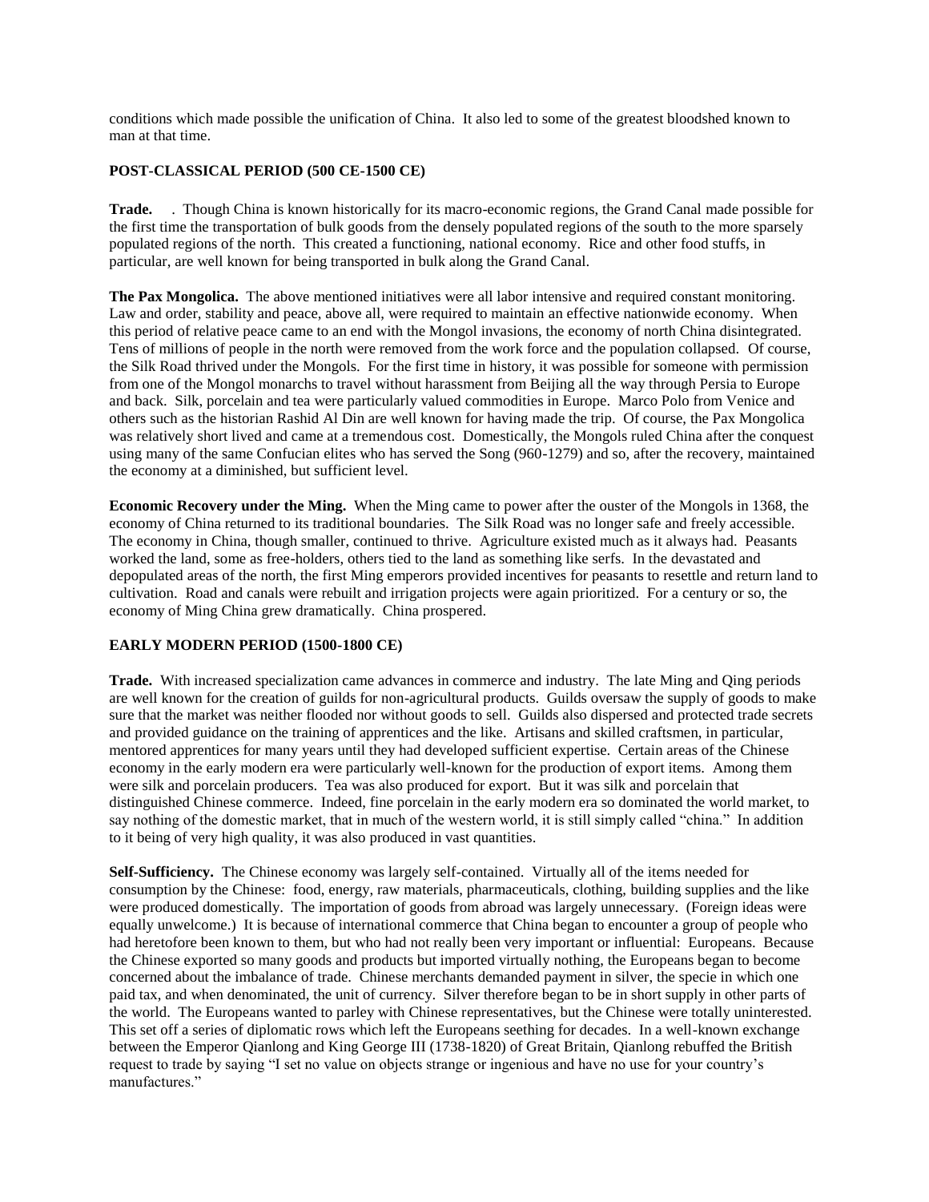conditions which made possible the unification of China. It also led to some of the greatest bloodshed known to man at that time.

## POST-CLASSICAL PERIOD (500 CE-1500 CE)

**Trade.** . Though China is known historically for its macro-economic regions, the Grand Canal made possible for the first time the transportation of bulk goods from the densely populated regions of the south to the more sparsely populated regions of the north. This created a functioning, national economy. Rice and other food stuffs, in particular, are well known for being transported in bulk along the Grand Canal.

**The Pax Mongolica.** The above mentioned initiatives were all labor intensive and required constant monitoring. Law and order, stability and peace, above all, were required to maintain an effective nationwide economy. When this period of relative peace came to an end with the Mongol invasions, the economy of north China disintegrated. Tens of millions of people in the north were removed from the work force and the population collapsed. Of course, the Silk Road thrived under the Mongols. For the first time in history, it was possible for someone with permission from one of the Mongol monarchs to travel without harassment from Beijing all the way through Persia to Europe and back. Silk, porcelain and tea were particularly valued commodities in Europe. Marco Polo from Venice and others such as the historian Rashid Al Din are well known for having made the trip. Of course, the Pax Mongolica was relatively short lived and came at a tremendous cost. Domestically, the Mongols ruled China after the conquest using many of the same Confucian elites who has served the Song (960-1279) and so, after the recovery, maintained the economy at a diminished, but sufficient level.

**Economic Recovery under the Ming.** When the Ming came to power after the ouster of the Mongols in 1368, the economy of China returned to its traditional boundaries. The Silk Road was no longer safe and freely accessible. The economy in China, though smaller, continued to thrive. Agriculture existed much as it always had. Peasants worked the land, some as free-holders, others tied to the land as something like serfs. In the devastated and depopulated areas of the north, the first Ming emperors provided incentives for peasants to resettle and return land to cultivation. Road and canals were rebuilt and irrigation projects were again prioritized. For a century or so, the economy of Ming China grew dramatically. China prospered.

## EARLY MODERN PERIOD (1500-1800 CE)

**Trade.** With increased specialization came advances in commerce and industry. The late Ming and Qing periods are well known for the creation of guilds for non-agricultural products. Guilds oversaw the supply of goods to make sure that the market was neither flooded nor without goods to sell. Guilds also dispersed and protected trade secrets and provided guidance on the training of apprentices and the like. Artisans and skilled craftsmen, in particular, mentored apprentices for many years until they had developed sufficient expertise. Certain areas of the Chinese economy in the early modern era were particularly well-known for the production of export items. Among them were silk and porcelain producers. Tea was also produced for export. But it was silk and porcelain that distinguished Chinese commerce. Indeed, fine porcelain in the early modern era so dominated the world market, to say nothing of the domestic market, that in much of the western world, it is still simply called "china." In addition to it being of very high quality, it was also produced in vast quantities.

**Self-Sufficiency.** The Chinese economy was largely self-contained. Virtually all of the items needed for consumption by the Chinese: food, energy, raw materials, pharmaceuticals, clothing, building supplies and the like were produced domestically. The importation of goods from abroad was largely unnecessary. (Foreign ideas were equally unwelcome.) It is because of international commerce that China began to encounter a group of people who had heretofore been known to them, but who had not really been very important or influential: Europeans. Because the Chinese exported so many goods and products but imported virtually nothing, the Europeans began to become concerned about the imbalance of trade. Chinese merchants demanded payment in silver, the specie in which one paid tax, and when denominated, the unit of currency. Silver therefore began to be in short supply in other parts of the world. The Europeans wanted to parley with Chinese representatives, but the Chinese were totally uninterested. This set off a series of diplomatic rows which left the Europeans seething for decades. In a well-known exchange between the Emperor Qianlong and King George III (1738-1820) of Great Britain, Qianlong rebuffed the British request to trade by saying "I set no value on objects strange or ingenious and have no use for your country's manufactures."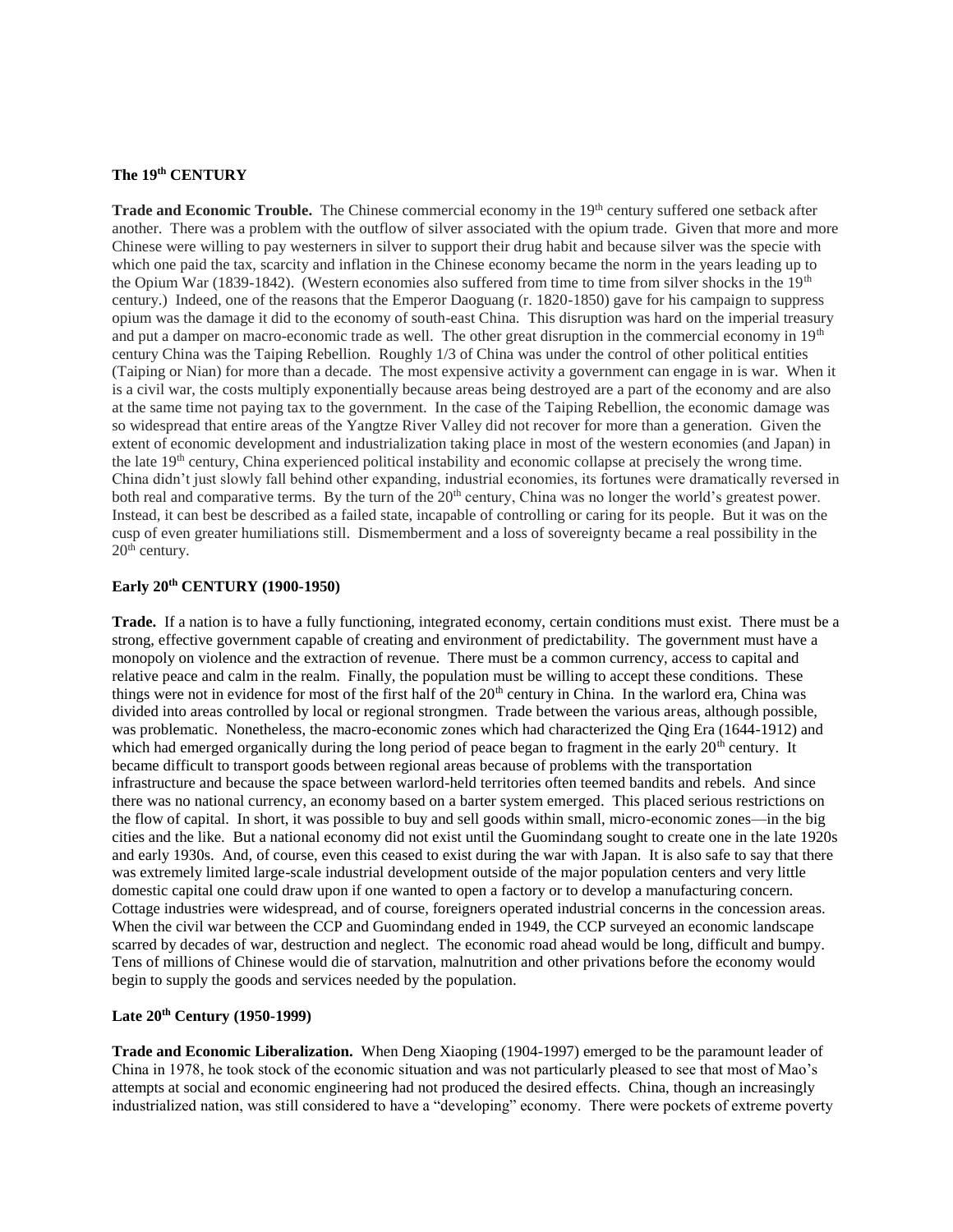## The 19th CENTURY

**Trade and Economic Trouble.** The Chinese commercial economy in the 19th century suffered one setback after another. There was a problem with the outflow of silver associated with the opium trade. Given that more and more Chinese were willing to pay westerners in silver to support their drug habit and because silver was the specie with which one paid the tax, scarcity and inflation in the Chinese economy became the norm in the years leading up to the Opium War (1839-1842). (Western economies also suffered from time to time from silver shocks in the 19th century.) Indeed, one of the reasons that the Emperor Daoguang (r. 1820-1850) gave for his campaign to suppress opium was the damage it did to the economy of south-east China. This disruption was hard on the imperial treasury and put a damper on macro-economic trade as well. The other great disruption in the commercial economy in 19th century China was the Taiping Rebellion. Roughly 1/3 of China was under the control of other political entities (Taiping or Nian) for more than a decade. The most expensive activity a government can engage in is war. When it is a civil war, the costs multiply exponentially because areas being destroyed are a part of the economy and are also at the same time not paying tax to the government. In the case of the Taiping Rebellion, the economic damage was so widespread that entire areas of the Yangtze River Valley did not recover for more than a generation. Given the extent of economic development and industrialization taking place in most of the western economies (and Japan) in the late 19th century, China experienced political instability and economic collapse at precisely the wrong time. China didn't just slowly fall behind other expanding, industrial economies, its fortunes were dramatically reversed in both real and comparative terms. By the turn of the 20th century, China was no longer the world's greatest power. Instead, it can best be described as a failed state, incapable of controlling or caring for its people. But it was on the cusp of even greater humiliations still. Dismemberment and a loss of sovereignty became a real possibility in the 20th century.

## Early 20th CENTURY (1900-1950)

**Trade.** If a nation is to have a fully functioning, integrated economy, certain conditions must exist. There must be a strong, effective government capable of creating and environment of predictability. The government must have a monopoly on violence and the extraction of revenue. There must be a common currency, access to capital and relative peace and calm in the realm. Finally, the population must be willing to accept these conditions. These things were not in evidence for most of the first half of the 20th century in China. In the warlord era, China was divided into areas controlled by local or regional strongmen. Trade between the various areas, although possible, was problematic. Nonetheless, the macro-economic zones which had characterized the Qing Era (1644-1912) and which had emerged organically during the long period of peace began to fragment in the early 20th century. It became difficult to transport goods between regional areas because of problems with the transportation infrastructure and because the space between warlord-held territories often teemed bandits and rebels. And since there was no national currency, an economy based on a barter system emerged. This placed serious restrictions on the flow of capital. In short, it was possible to buy and sell goods within small, micro-economic zones—in the big cities and the like. But a national economy did not exist until the Guomindang sought to create one in the late 1920s and early 1930s. And, of course, even this ceased to exist during the war with Japan. It is also safe to say that there was extremely limited large-scale industrial development outside of the major population centers and very little domestic capital one could draw upon if one wanted to open a factory or to develop a manufacturing concern. Cottage industries were widespread, and of course, foreigners operated industrial concerns in the concession areas. When the civil war between the CCP and Guomindang ended in 1949, the CCP surveyed an economic landscape scarred by decades of war, destruction and neglect. The economic road ahead would be long, difficult and bumpy. Tens of millions of Chinese would die of starvation, malnutrition and other privations before the economy would begin to supply the goods and services needed by the population.

## Late 20th Century (1950-1999)

**Trade and Economic Liberalization.** When Deng Xiaoping (1904-1997) emerged to be the paramount leader of China in 1978, he took stock of the economic situation and was not particularly pleased to see that most of Mao's attempts at social and economic engineering had not produced the desired effects. China, though an increasingly industrialized nation, was still considered to have a "developing" economy. There were pockets of extreme poverty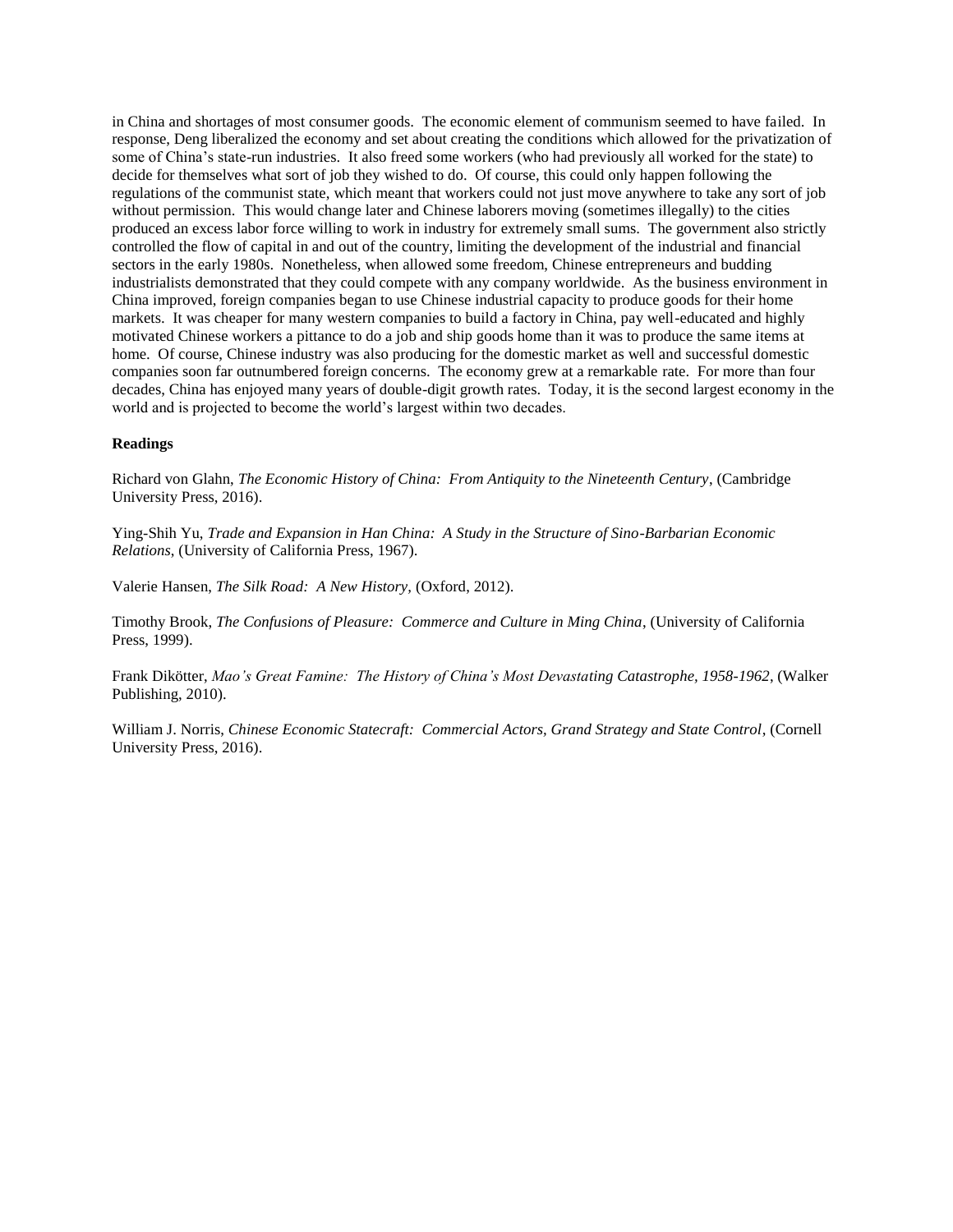in China and shortages of most consumer goods. The economic element of communism seemed to have failed. In response, Deng liberalized the economy and set about creating the conditions which allowed for the privatization of some of China's state-run industries. It also freed some workers (who had previously all worked for the state) to decide for themselves what sort of job they wished to do. Of course, this could only happen following the regulations of the communist state, which meant that workers could not just move anywhere to take any sort of job without permission. This would change later and Chinese laborers moving (sometimes illegally) to the cities produced an excess labor force willing to work in industry for extremely small sums. The government also strictly controlled the flow of capital in and out of the country, limiting the development of the industrial and financial sectors in the early 1980s. Nonetheless, when allowed some freedom, Chinese entrepreneurs and budding industrialists demonstrated that they could compete with any company worldwide. As the business environment in China improved, foreign companies began to use Chinese industrial capacity to produce goods for their home markets. It was cheaper for many western companies to build a factory in China, pay well-educated and highly motivated Chinese workers a pittance to do a job and ship goods home than it was to produce the same items at home. Of course, Chinese industry was also producing for the domestic market as well and successful domestic companies soon far outnumbered foreign concerns. The economy grew at a remarkable rate. For more than four decades, China has enjoyed many years of double-digit growth rates. Today, it is the second largest economy in the world and is projected to become the world's largest within two decades.

**Readings**

Richard von Glahn, *The Economic History of China: From Antiquity to the Nineteenth Century*, (Cambridge University Press, 2016).

Ying-Shih Yu, *Trade and Expansion in Han China: A Study in the Structure of Sino-Barbarian Economic Relations*, (University of California Press, 1967).

Valerie Hansen, *The Silk Road: A New History*, (Oxford, 2012).

Timothy Brook, *The Confusions of Pleasure: Commerce and Culture in Ming China*, (University of California Press, 1999).

Frank Dikötter, *Mao's Great Famine: The History of China's Most Devastating Catastrophe, 1958-1962*, (Walker Publishing, 2010).

William J. Norris, *Chinese Economic Statecraft: Commercial Actors, Grand Strategy and State Control*, (Cornell University Press, 2016).